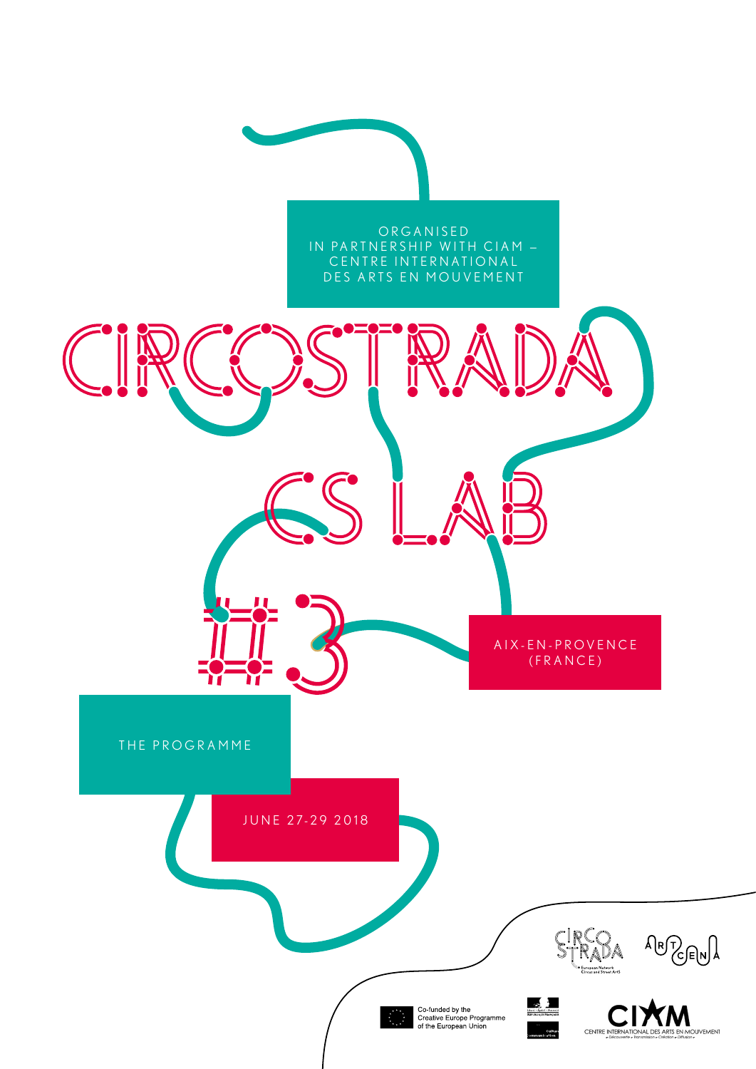ORGANISED IN PARTNERSHIP WITH CIAM – CENTRE INTERNATIONAL DES ARTS EN MOUVEMENT

# CIRCOSTRADA

# CS LAB

# #3

AIX-EN-PROVENCE (FRANCE)

THE PROGRAMME

JUNE 27-29 2018

Co-funded by the Creative Europe Programme of the European Union

CIAM CENTRE INTERNATIONAL DES ARTS EN MOUVEMENT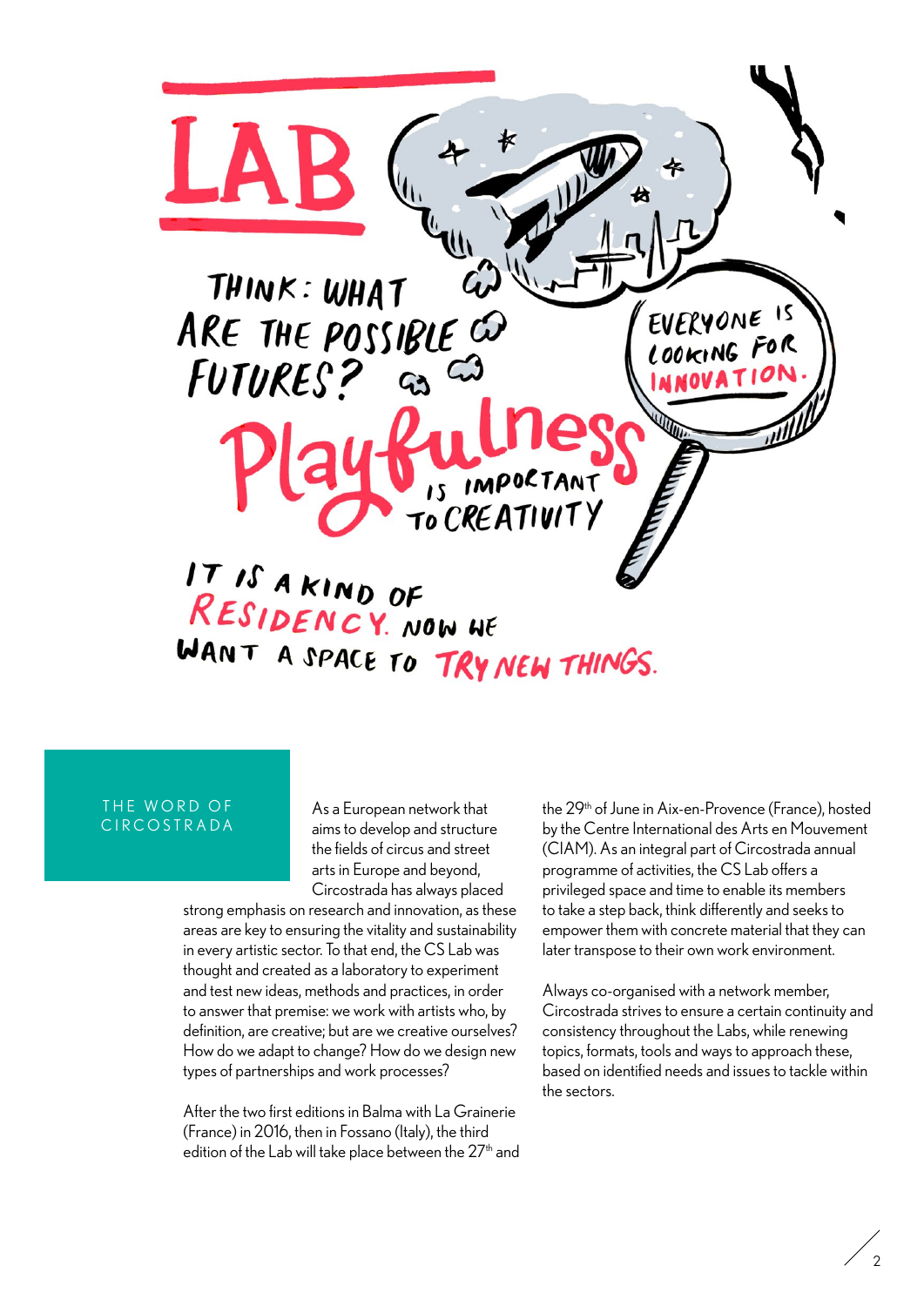# LAB

THINK: WHAT ARE THE POSSIBLE FUTURES?

EVERYONE IS LOOKING FOR INNOVATION.

Playfulness IS IMPORTANT TO CREATIVITY

IT IS A KIND OF RESIDENCY. NOW WE WANT A SPACE TO TRY NEW THINGS.

## THE WORD OF CIRCOSTRADA

As a European network that aims to develop and structure the fields of circus and street arts in Europe and beyond, Circostrada has always placed strong emphasis on research and innovation, as these areas are key to ensuring the vitality and sustainability in every artistic sector. To that end, the CS Lab was thought and created as a laboratory to experiment and test new ideas, methods and practices, in order to answer that premise: we work with artists who, by definition, are creative; but are we creative ourselves? How do we adapt to change? How do we design new types of partnerships and work processes?

After the two first editions in Balma with La Grainerie (France) in 2016, then in Fossano (Italy), the third edition of the Lab will take place between the 27th and the 29th of June in Aix-en-Provence (France), hosted by the Centre International des Arts en Mouvement (CIAM). As an integral part of Circostrada annual programme of activities, the CS Lab offers a privileged space and time to enable its members to take a step back, think differently and seeks to empower them with concrete material that they can later transpose to their own work environment.

Always co-organised with a network member, Circostrada strives to ensure a certain continuity and consistency throughout the Labs, while renewing topics, formats, tools and ways to approach these, based on identified needs and issues to tackle within the sectors.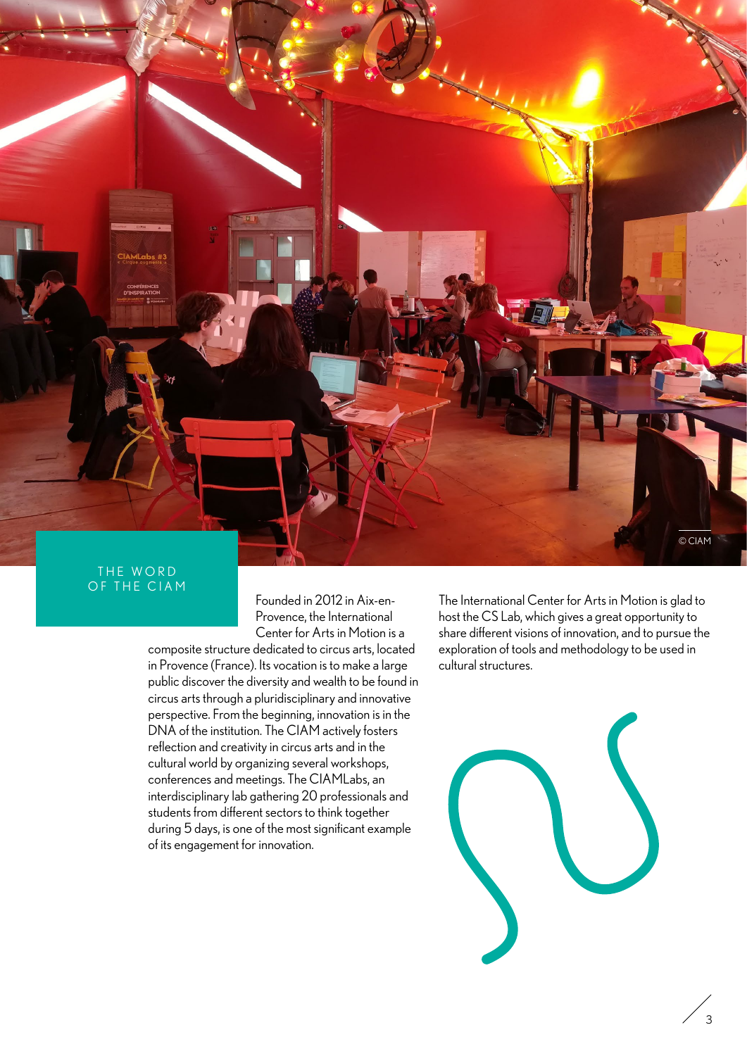# THE WORD OF THE CIAM

Founded in 2012 in Aix-en-Provence, the International Center for Arts in Motion is a composite structure dedicated to circus arts, located in Provence (France). Its vocation is to make a large public discover the diversity and wealth to be found in circus arts through a pluridisciplinary and innovative perspective. From the beginning, innovation is in the DNA of the institution. The CIAM actively fosters reflection and creativity in circus arts and in the cultural world by organizing several workshops, conferences and meetings. The CIAMLabs, an interdisciplinary lab gathering 20 professionals and students from different sectors to think together during 5 days, is one of the most significant example of its engagement for innovation.

The International Center for Arts in Motion is glad to host the CS Lab, which gives a great opportunity to share different visions of innovation, and to pursue the exploration of tools and methodology to be used in cultural structures.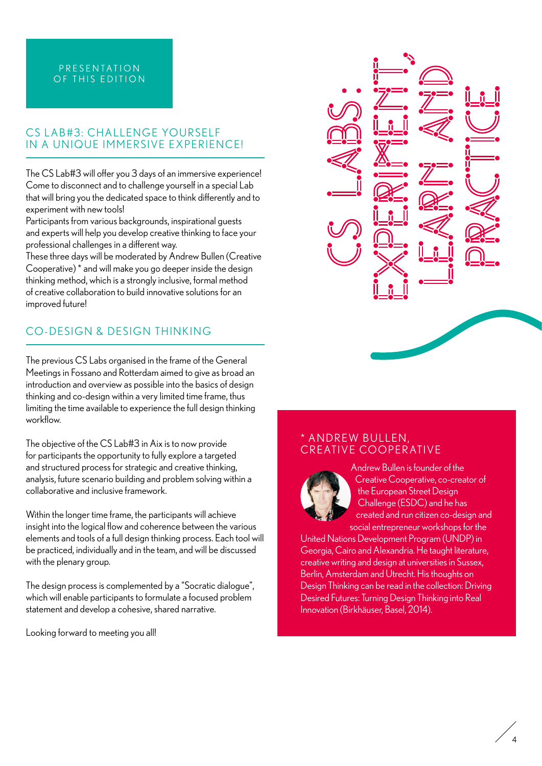# PRESENTATION OF THIS EDITION

## CS LAB#3: CHALLENGE YOURSELF IN A UNIQUE IMMERSIVE EXPERIENCE!

The CS Lab#3 will offer you 3 days of an immersive experience! Come to disconnect and to challenge yourself in a special Lab that will bring you the dedicated space to think differently and to experiment with new tools!
Participants from various backgrounds, inspirational guests and experts will help you develop creative thinking to face your professional challenges in a different way.
These three days will be moderated by Andrew Bullen (Creative Cooperative) * and will make you go deeper inside the design thinking method, which is a strongly inclusive, formal method of creative collaboration to build innovative solutions for an improved future!

## CO-DESIGN & DESIGN THINKING

The previous CS Labs organised in the frame of the General Meetings in Fossano and Rotterdam aimed to give as broad an introduction and overview as possible into the basics of design thinking and co-design within a very limited time frame, thus limiting the time available to experience the full design thinking workflow.

The objective of the CS Lab#3 in Aix is to now provide for participants the opportunity to fully explore a targeted and structured process for strategic and creative thinking, analysis, future scenario building and problem solving within a collaborative and inclusive framework.

Within the longer time frame, the participants will achieve insight into the logical flow and coherence between the various elements and tools of a full design thinking process. Each tool will be practiced, individually and in the team, and will be discussed with the plenary group.

The design process is complemented by a "Socratic dialogue", which will enable participants to formulate a focused problem statement and develop a cohesive, shared narrative.

Looking forward to meeting you all!

CS LABS: EXPERIMENT, LEARN AND PRACTICE

## * ANDREW BULLEN, CREATIVE COOPERATIVE

Andrew Bullen is founder of the Creative Cooperative, co-creator of the European Street Design Challenge (ESDC) and he has created and run citizen co-design and social entrepreneur workshops for the United Nations Development Program (UNDP) in Georgia, Cairo and Alexandria. He taught literature, creative writing and design at universities in Sussex, Berlin, Amsterdam and Utrecht. His thoughts on Design Thinking can be read in the collection: Driving Desired Futures: Turning Design Thinking into Real Innovation (Birkhäuser, Basel, 2014).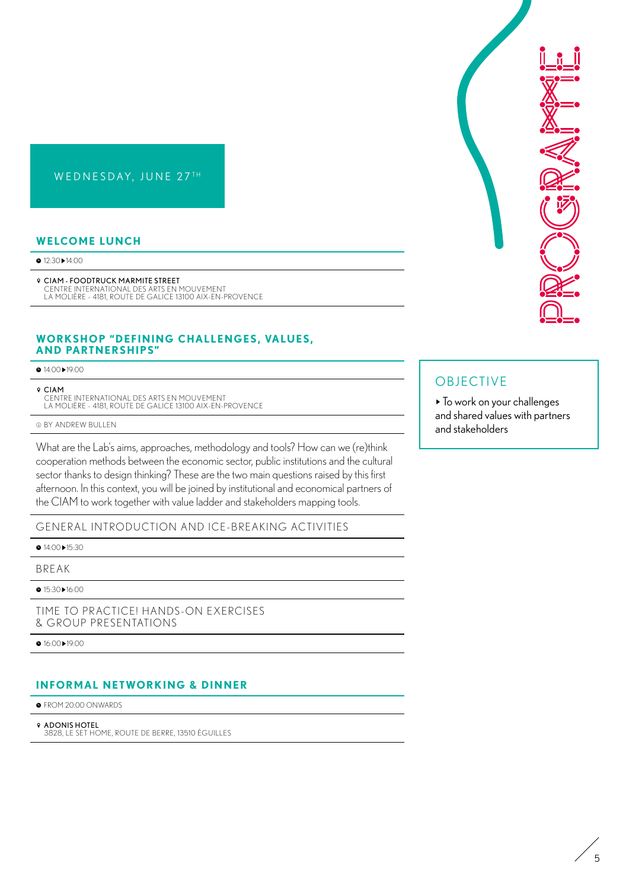# PROGRAMME

## WEDNESDAY, JUNE 27TH

### WELCOME LUNCH

12:30 ▸ 14:00

**CIAM - FOODTRUCK MARMITE STREET**
CENTRE INTERNATIONAL DES ARTS EN MOUVEMENT
LA MOLIÈRE - 4181, ROUTE DE GALICE 13100 AIX-EN-PROVENCE

### WORKSHOP "DEFINING CHALLENGES, VALUES, AND PARTNERSHIPS"

14:00 ▸ 19:00

**CIAM**
CENTRE INTERNATIONAL DES ARTS EN MOUVEMENT
LA MOLIÈRE - 4181, ROUTE DE GALICE 13100 AIX-EN-PROVENCE

BY ANDREW BULLEN

What are the Lab's aims, approaches, methodology and tools? How can we (re)think cooperation methods between the economic sector, public institutions and the cultural sector thanks to design thinking? These are the two main questions raised by this first afternoon. In this context, you will be joined by institutional and economical partners of the CIAM to work together with value ladder and stakeholders mapping tools.

GENERAL INTRODUCTION AND ICE-BREAKING ACTIVITIES

14:00 ▸ 15:30

BREAK

15:30 ▸ 16:00

TIME TO PRACTICE! HANDS-ON EXERCISES & GROUP PRESENTATIONS

16:00 ▸ 19:00

### OBJECTIVE

- To work on your challenges and shared values with partners and stakeholders

### INFORMAL NETWORKING & DINNER

FROM 20:00 ONWARDS

**ADONIS HOTEL**
3828, LE SET HOME, ROUTE DE BERRE, 13510 ÉGUILLES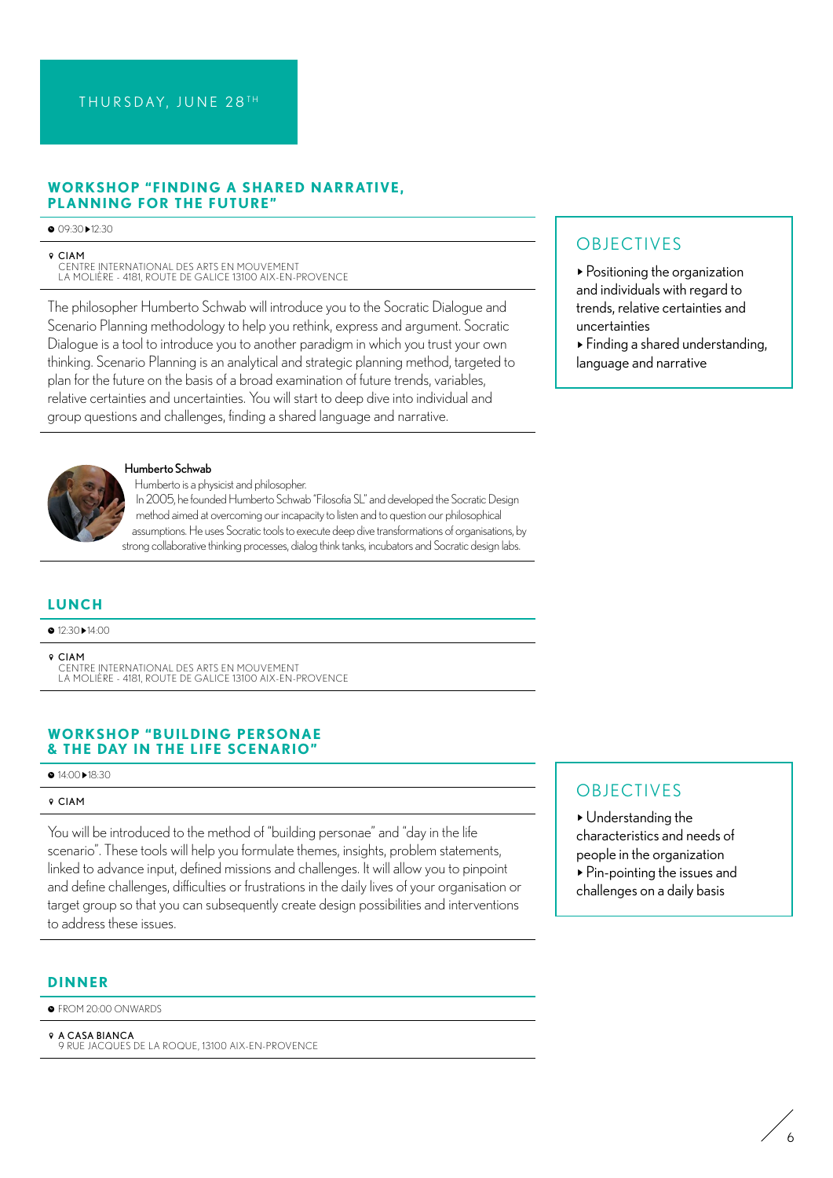# THURSDAY, JUNE 28TH

## WORKSHOP "FINDING A SHARED NARRATIVE, PLANNING FOR THE FUTURE"

09:30 ▸ 12:30

**CIAM**
CENTRE INTERNATIONAL DES ARTS EN MOUVEMENT
LA MOLIÈRE - 4181, ROUTE DE GALICE 13100 AIX-EN-PROVENCE

The philosopher Humberto Schwab will introduce you to the Socratic Dialogue and Scenario Planning methodology to help you rethink, express and argument. Socratic Dialogue is a tool to introduce you to another paradigm in which you trust your own thinking. Scenario Planning is an analytical and strategic planning method, targeted to plan for the future on the basis of a broad examination of future trends, variables, relative certainties and uncertainties. You will start to deep dive into individual and group questions and challenges, finding a shared language and narrative.

### OBJECTIVES

- Positioning the organization and individuals with regard to trends, relative certainties and uncertainties
- Finding a shared understanding, language and narrative

**Humberto Schwab**

Humberto is a physicist and philosopher.
In 2005, he founded Humberto Schwab "Filosofia SL" and developed the Socratic Design method aimed at overcoming our incapacity to listen and to question our philosophical assumptions. He uses Socratic tools to execute deep dive transformations of organisations, by strong collaborative thinking processes, dialog think tanks, incubators and Socratic design labs.

## LUNCH

12:30 ▸ 14:00

**CIAM**
CENTRE INTERNATIONAL DES ARTS EN MOUVEMENT
LA MOLIÈRE - 4181, ROUTE DE GALICE 13100 AIX-EN-PROVENCE

## WORKSHOP "BUILDING PERSONAE & THE DAY IN THE LIFE SCENARIO"

14:00 ▸ 18:30

**CIAM**

You will be introduced to the method of "building personae" and "day in the life scenario". These tools will help you formulate themes, insights, problem statements, linked to advance input, defined missions and challenges. It will allow you to pinpoint and define challenges, difficulties or frustrations in the daily lives of your organisation or target group so that you can subsequently create design possibilities and interventions to address these issues.

### OBJECTIVES

- Understanding the characteristics and needs of people in the organization
- Pin-pointing the issues and challenges on a daily basis

## DINNER

FROM 20:00 ONWARDS

**A CASA BIANCA**
9 RUE JACQUES DE LA ROQUE, 13100 AIX-EN-PROVENCE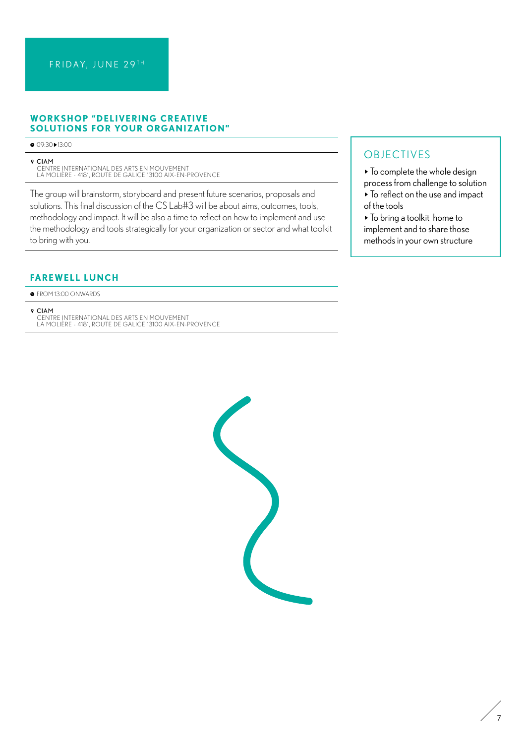## FRIDAY, JUNE 29TH

### WORKSHOP "DELIVERING CREATIVE SOLUTIONS FOR YOUR ORGANIZATION"

09:30 ▸ 13:00

**CIAM**
CENTRE INTERNATIONAL DES ARTS EN MOUVEMENT
LA MOLIÈRE - 4181, ROUTE DE GALICE 13100 AIX-EN-PROVENCE

The group will brainstorm, storyboard and present future scenarios, proposals and solutions. This final discussion of the CS Lab#3 will be about aims, outcomes, tools, methodology and impact. It will be also a time to reflect on how to implement and use the methodology and tools strategically for your organization or sector and what toolkit to bring with you.

#### OBJECTIVES

- To complete the whole design process from challenge to solution
- To reflect on the use and impact of the tools
- To bring a toolkit home to implement and to share those methods in your own structure

### FAREWELL LUNCH

FROM 13:00 ONWARDS

**CIAM**
CENTRE INTERNATIONAL DES ARTS EN MOUVEMENT
LA MOLIÈRE - 4181, ROUTE DE GALICE 13100 AIX-EN-PROVENCE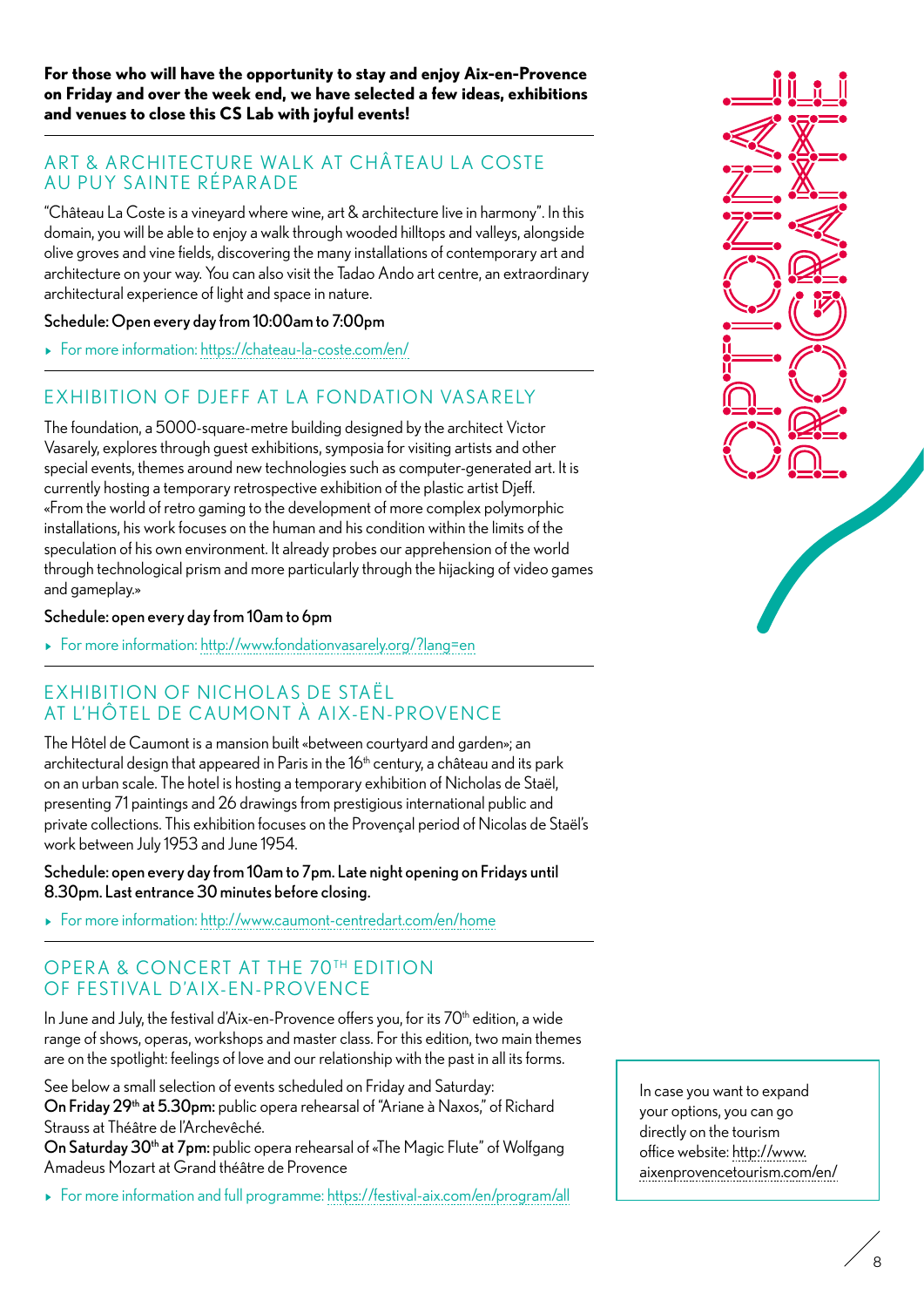# OPTIONAL PROGRAMME

**For those who will have the opportunity to stay and enjoy Aix-en-Provence on Friday and over the week end, we have selected a few ideas, exhibitions and venues to close this CS Lab with joyful events!**

## ART & ARCHITECTURE WALK AT CHÂTEAU LA COSTE AU PUY SAINTE RÉPARADE

"Château La Coste is a vineyard where wine, art & architecture live in harmony". In this domain, you will be able to enjoy a walk through wooded hilltops and valleys, alongside olive groves and vine fields, discovering the many installations of contemporary art and architecture on your way. You can also visit the Tadao Ando art centre, an extraordinary architectural experience of light and space in nature.

**Schedule: Open every day from 10:00am to 7:00pm**

- For more information: https://chateau-la-coste.com/en/

## EXHIBITION OF DJEFF AT LA FONDATION VASARELY

The foundation, a 5000-square-metre building designed by the architect Victor Vasarely, explores through guest exhibitions, symposia for visiting artists and other special events, themes around new technologies such as computer-generated art. It is currently hosting a temporary retrospective exhibition of the plastic artist Djeff. «From the world of retro gaming to the development of more complex polymorphic installations, his work focuses on the human and his condition within the limits of the speculation of his own environment. It already probes our apprehension of the world through technological prism and more particularly through the hijacking of video games and gameplay.»

**Schedule: open every day from 10am to 6pm**

- For more information: http://www.fondationvasarely.org/?lang=en

## EXHIBITION OF NICHOLAS DE STAËL AT L'HÔTEL DE CAUMONT À AIX-EN-PROVENCE

The Hôtel de Caumont is a mansion built «between courtyard and garden»; an architectural design that appeared in Paris in the 16th century, a château and its park on an urban scale. The hotel is hosting a temporary exhibition of Nicholas de Staël, presenting 71 paintings and 26 drawings from prestigious international public and private collections. This exhibition focuses on the Provençal period of Nicolas de Staël's work between July 1953 and June 1954.

**Schedule: open every day from 10am to 7pm. Late night opening on Fridays until 8.30pm. Last entrance 30 minutes before closing.**

- For more information: http://www.caumont-centredart.com/en/home

## OPERA & CONCERT AT THE 70TH EDITION OF FESTIVAL D'AIX-EN-PROVENCE

In June and July, the festival d'Aix-en-Provence offers you, for its 70th edition, a wide range of shows, operas, workshops and master class. For this edition, two main themes are on the spotlight: feelings of love and our relationship with the past in all its forms.

See below a small selection of events scheduled on Friday and Saturday:
**On Friday 29th at 5.30pm:** public opera rehearsal of "Ariane à Naxos," of Richard Strauss at Théâtre de l'Archevêché.
**On Saturday 30th at 7pm:** public opera rehearsal of «The Magic Flute" of Wolfgang Amadeus Mozart at Grand théâtre de Provence

- For more information and full programme: https://festival-aix.com/en/program/all

In case you want to expand your options, you can go directly on the tourism office website: http://www.aixenprovencetourism.com/en/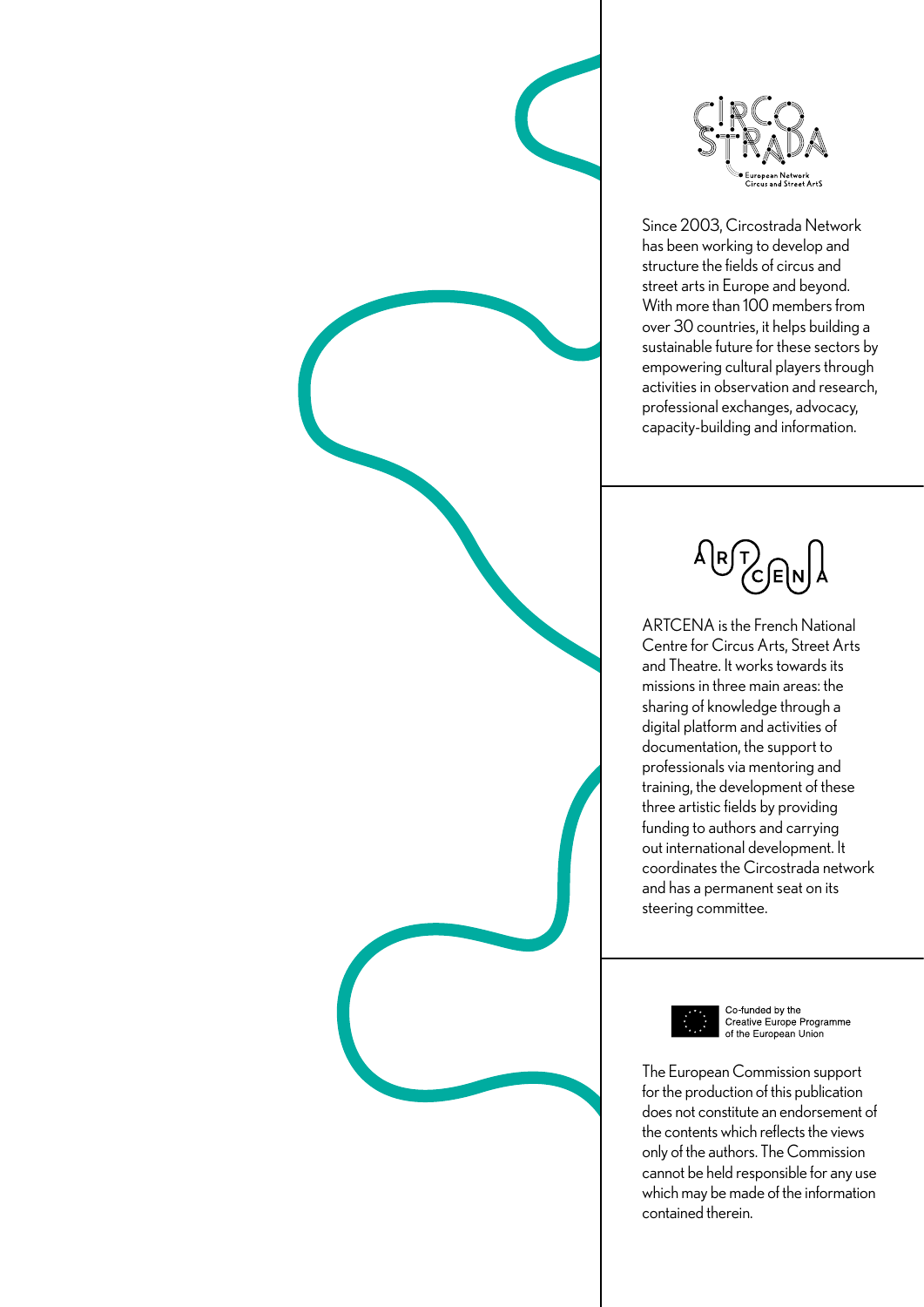CIRCOSTRADA
European Network
Circus and Street ArtS

Since 2003, Circostrada Network has been working to develop and structure the fields of circus and street arts in Europe and beyond. With more than 100 members from over 30 countries, it helps building a sustainable future for these sectors by empowering cultural players through activities in observation and research, professional exchanges, advocacy, capacity-building and information.

ARTCENA

ARTCENA is the French National Centre for Circus Arts, Street Arts and Theatre. It works towards its missions in three main areas: the sharing of knowledge through a digital platform and activities of documentation, the support to professionals via mentoring and training, the development of these three artistic fields by providing funding to authors and carrying out international development. It coordinates the Circostrada network and has a permanent seat on its steering committee.

Co-funded by the
Creative Europe Programme
of the European Union

The European Commission support for the production of this publication does not constitute an endorsement of the contents which reflects the views only of the authors. The Commission cannot be held responsible for any use which may be made of the information contained therein.